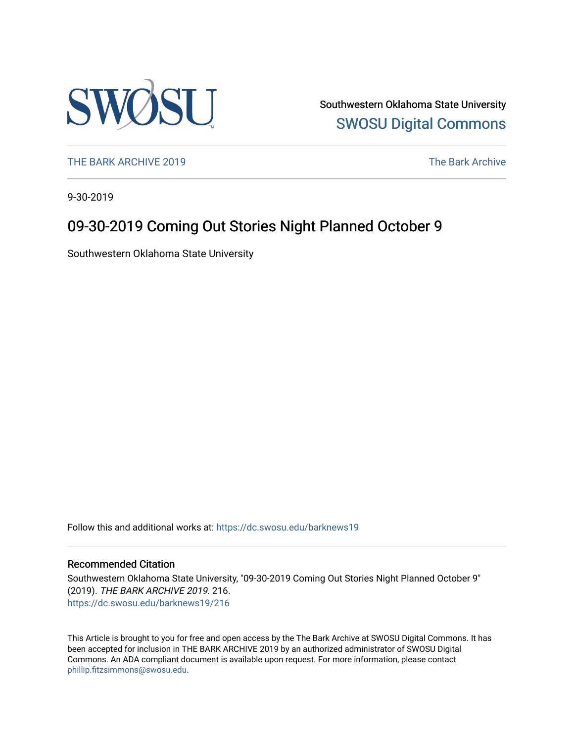Southwestern Oklahoma State University
SWOSU Digital Commons

THE BARK ARCHIVE 2019 | The Bark Archive

9-30-2019

# 09-30-2019 Coming Out Stories Night Planned October 9

Southwestern Oklahoma State University

Follow this and additional works at: https://dc.swosu.edu/barknews19

## Recommended Citation

Southwestern Oklahoma State University, "09-30-2019 Coming Out Stories Night Planned October 9" (2019). *THE BARK ARCHIVE 2019*. 216.
https://dc.swosu.edu/barknews19/216

This Article is brought to you for free and open access by the The Bark Archive at SWOSU Digital Commons. It has been accepted for inclusion in THE BARK ARCHIVE 2019 by an authorized administrator of SWOSU Digital Commons. An ADA compliant document is available upon request. For more information, please contact phillip.fitzsimmons@swosu.edu.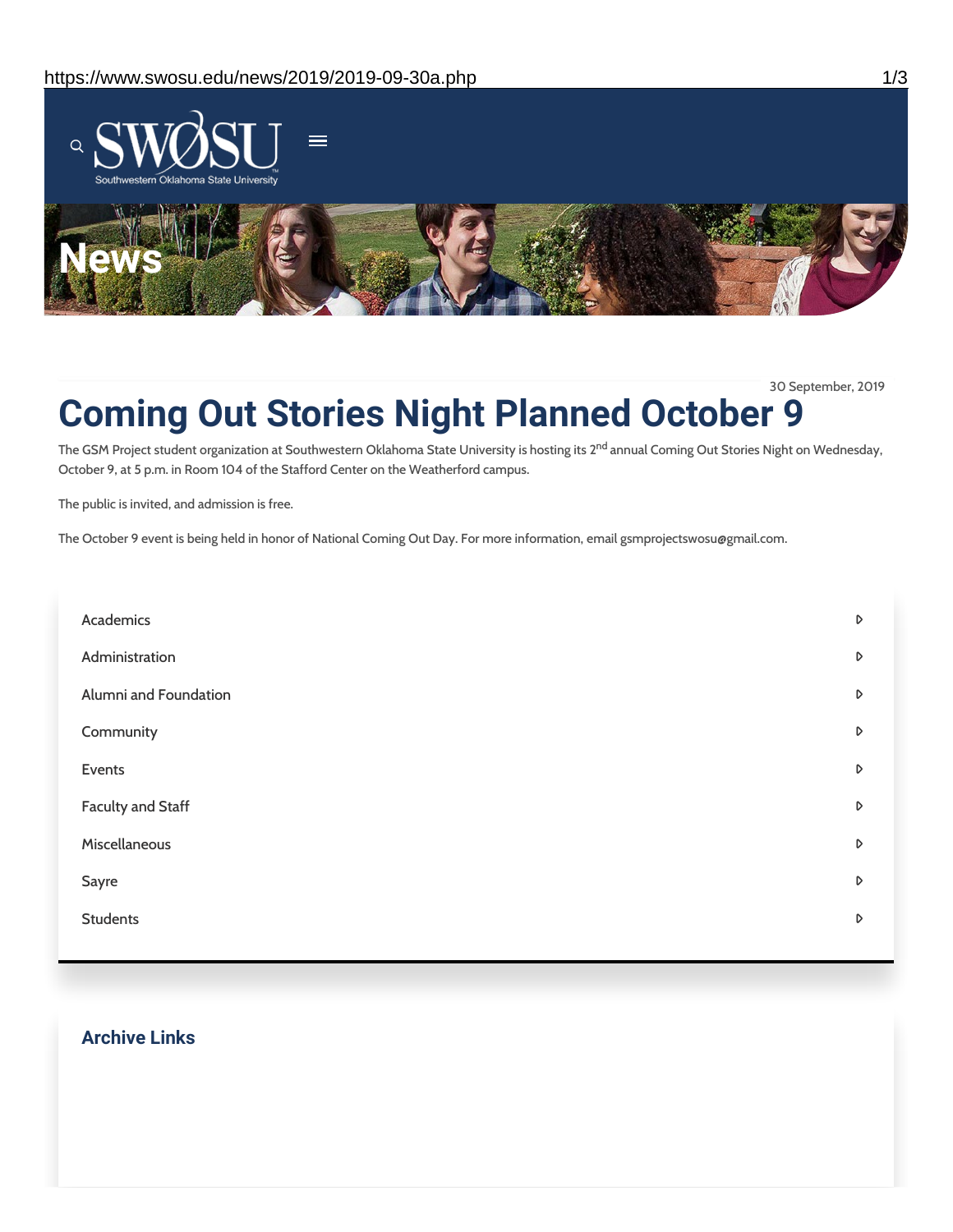# News

30 September, 2019

# Coming Out Stories Night Planned October 9

The GSM Project student organization at Southwestern Oklahoma State University is hosting its 2nd annual Coming Out Stories Night on Wednesday, October 9, at 5 p.m. in Room 104 of the Stafford Center on the Weatherford campus.

The public is invited, and admission is free.

The October 9 event is being held in honor of National Coming Out Day. For more information, email gsmprojectswosu@gmail.com.

- Academics
- Administration
- Alumni and Foundation
- Community
- Events
- Faculty and Staff
- Miscellaneous
- Sayre
- Students

## Archive Links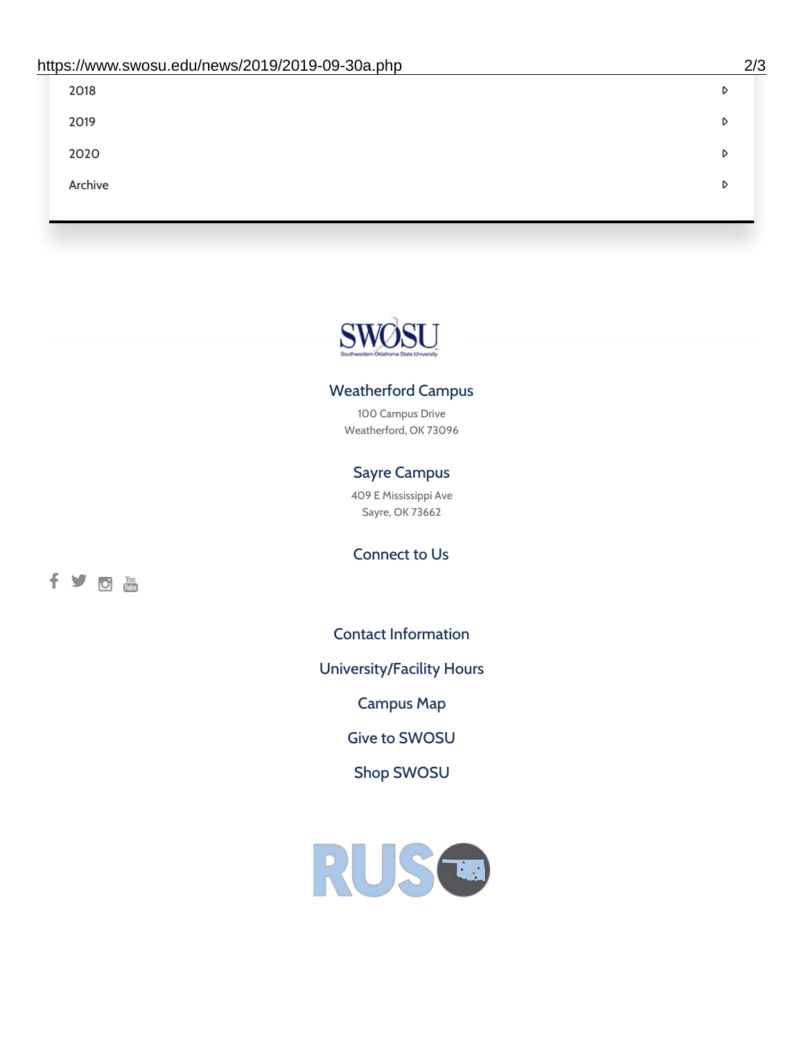2018

2019

2020

Archive

SWOSU

Southwestern Oklahoma State University

## Weatherford Campus

100 Campus Drive
Weatherford, OK 73096

## Sayre Campus

409 E Mississippi Ave
Sayre, OK 73662

## Connect to Us

Contact Information

University/Facility Hours

Campus Map

Give to SWOSU

Shop SWOSU

RUSO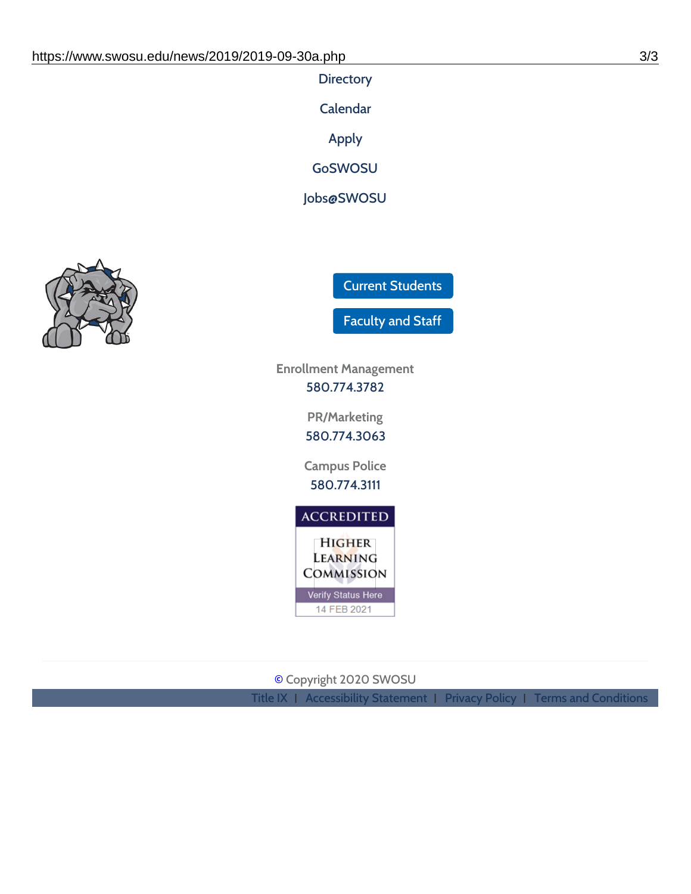Directory

Calendar

Apply

GoSWOSU

Jobs@SWOSU

Current Students

Faculty and Staff

Enrollment Management
580.774.3782

PR/Marketing
580.774.3063

Campus Police
580.774.3111

ACCREDITED

HIGHER LEARNING COMMISSION

Verify Status Here

14 FEB 2021

© Copyright 2020 SWOSU

Title IX | Accessibility Statement | Privacy Policy | Terms and Conditions